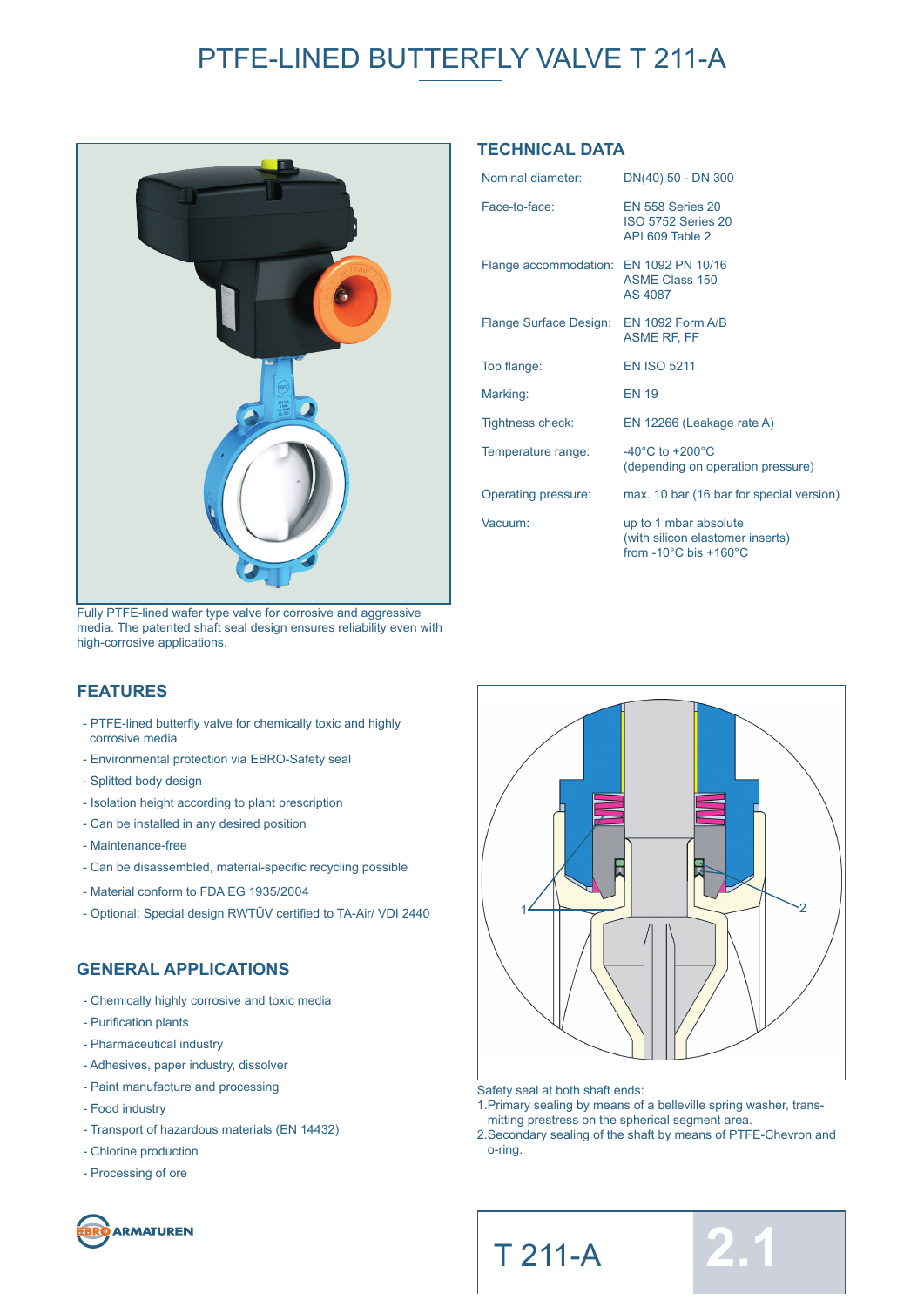# PTFE-LINED BUTTERFLY VALVE T 211-A

Fully PTFE-lined wafer type valve for corrosive and aggressive media. The patented shaft seal design ensures reliability even with high-corrosive applications.

## TECHNICAL DATA

| | |
|---|---|
| Nominal diameter: | DN(40) 50 - DN 300 |
| Face-to-face: | EN 558 Series 20<br>ISO 5752 Series 20<br>API 609 Table 2 |
| Flange accommodation: | EN 1092 PN 10/16<br>ASME Class 150<br>AS 4087 |
| Flange Surface Design: | EN 1092 Form A/B<br>ASME RF, FF |
| Top flange: | EN ISO 5211 |
| Marking: | EN 19 |
| Tightness check: | EN 12266 (Leakage rate A) |
| Temperature range: | -40°C to +200°C<br>(depending on operation pressure) |
| Operating pressure: | max. 10 bar (16 bar for special version) |
| Vacuum: | up to 1 mbar absolute<br>(with silicon elastomer inserts)<br>from -10°C bis +160°C |

## FEATURES

- PTFE-lined butterfly valve for chemically toxic and highly corrosive media
- Environmental protection via EBRO-Safety seal
- Splitted body design
- Isolation height according to plant prescription
- Can be installed in any desired position
- Maintenance-free
- Can be disassembled, material-specific recycling possible
- Material conform to FDA EG 1935/2004
- Optional: Special design RWTÜV certified to TA-Air/ VDI 2440

## GENERAL APPLICATIONS

- Chemically highly corrosive and toxic media
- Purification plants
- Pharmaceutical industry
- Adhesives, paper industry, dissolver
- Paint manufacture and processing
- Food industry
- Transport of hazardous materials (EN 14432)
- Chlorine production
- Processing of ore

Safety seal at both shaft ends:

1. Primary sealing by means of a belleville spring washer, transmitting prestress on the spherical segment area.
2. Secondary sealing of the shaft by means of PTFE-Chevron and o-ring.

EBRO ARMATUREN

T 211-A 2.1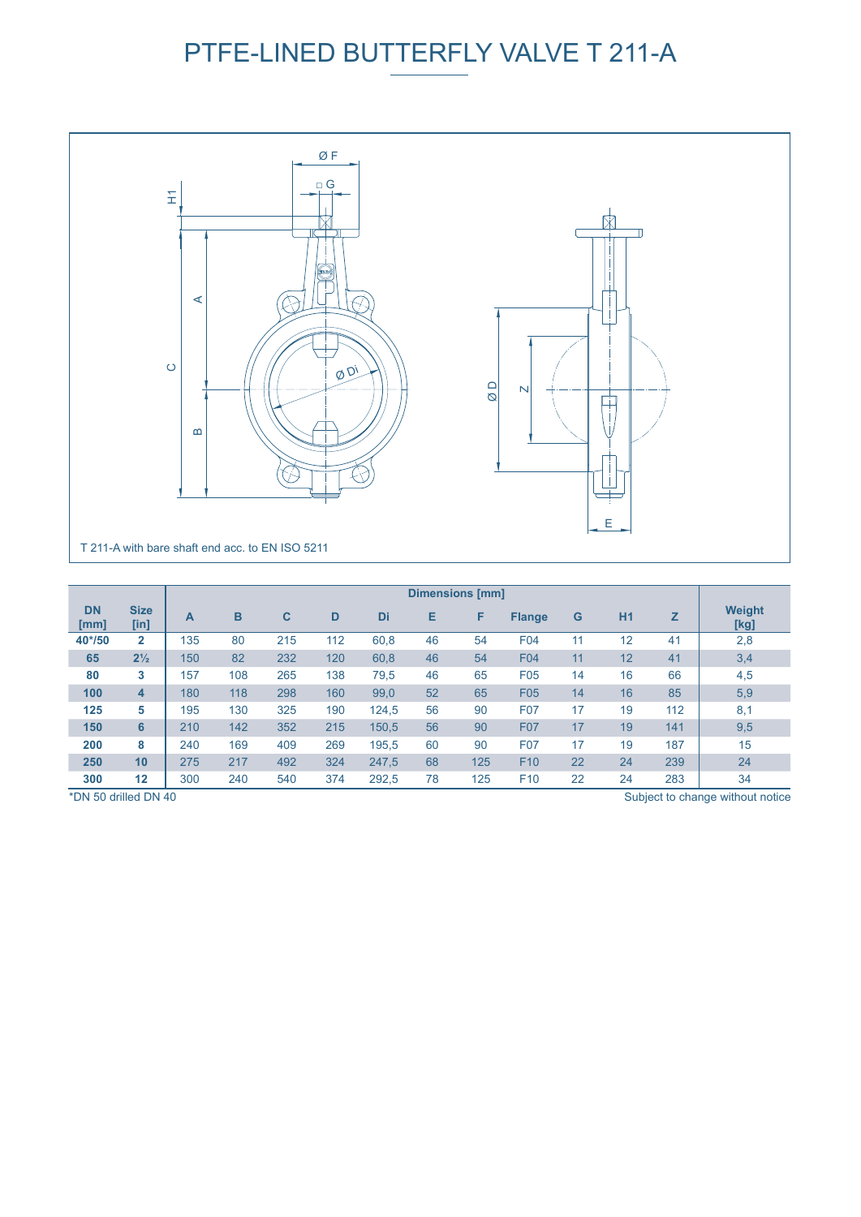# PTFE-LINED BUTTERFLY VALVE T 211-A

T 211-A with bare shaft end acc. to EN ISO 5211

| DN [mm] | Size [in] | Dimensions [mm] | | | | | | | | | | | Weight [kg] |
|---|---|---|---|---|---|---|---|---|---|---|---|---|---|
| | | A | B | C | D | Di | E | F | Flange | G | H1 | Z | |
| 40*/50 | 2 | 135 | 80 | 215 | 112 | 60,8 | 46 | 54 | F04 | 11 | 12 | 41 | 2,8 |
| 65 | 2½ | 150 | 82 | 232 | 120 | 60,8 | 46 | 54 | F04 | 11 | 12 | 41 | 3,4 |
| 80 | 3 | 157 | 108 | 265 | 138 | 79,5 | 46 | 65 | F05 | 14 | 16 | 66 | 4,5 |
| 100 | 4 | 180 | 118 | 298 | 160 | 99,0 | 52 | 65 | F05 | 14 | 16 | 85 | 5,9 |
| 125 | 5 | 195 | 130 | 325 | 190 | 124,5 | 56 | 90 | F07 | 17 | 19 | 112 | 8,1 |
| 150 | 6 | 210 | 142 | 352 | 215 | 150,5 | 56 | 90 | F07 | 17 | 19 | 141 | 9,5 |
| 200 | 8 | 240 | 169 | 409 | 269 | 195,5 | 60 | 90 | F07 | 17 | 19 | 187 | 15 |
| 250 | 10 | 275 | 217 | 492 | 324 | 247,5 | 68 | 125 | F10 | 22 | 24 | 239 | 24 |
| 300 | 12 | 300 | 240 | 540 | 374 | 292,5 | 78 | 125 | F10 | 22 | 24 | 283 | 34 |

*DN 50 drilled DN 40

Subject to change without notice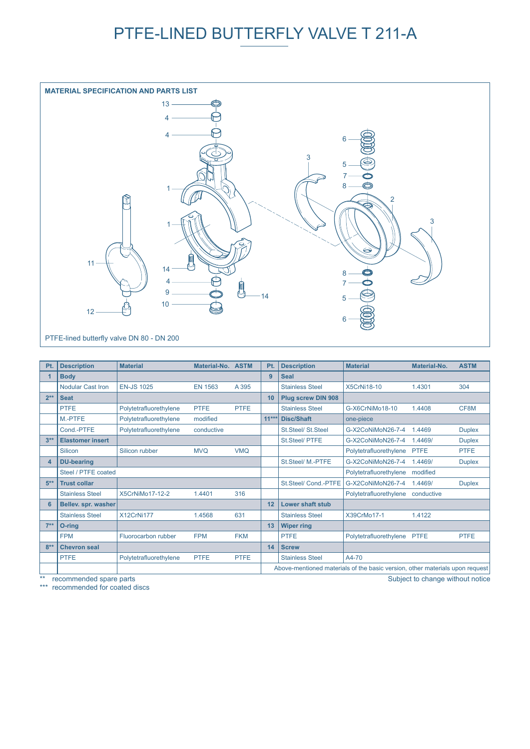# PTFE-LINED BUTTERFLY VALVE T 211-A

**MATERIAL SPECIFICATION AND PARTS LIST**

PTFE-lined butterfly valve DN 80 - DN 200

| Pt. | Description | Material | Material-No. | ASTM | Pt. | Description | Material | Material-No. | ASTM |
|---|---|---|---|---|---|---|---|---|---|
| **1** | **Body** | | | | **9** | **Seal** | | | |
| | Nodular Cast Iron | EN-JS 1025 | EN 1563 | A 395 | | Stainless Steel | X5CrNi18-10 | 1.4301 | 304 |
| **2**** | **Seat** | | | | **10** | **Plug screw DIN 908** | | | |
| | PTFE | Polytetrafluorethylene | PTFE | PTFE | | Stainless Steel | G-X6CrNiMo18-10 | 1.4408 | CF8M |
| | M.-PTFE | Polytetrafluorethylene | modified | | **11***** | **Disc/Shaft** | one-piece | | |
| | Cond.-PTFE | Polytetrafluorethylene | conductive | | | St.Steel/ St.Steel | G-X2CoNiMoN26-7-4 | 1.4469 | Duplex |
| **3**** | **Elastomer insert** | | | | | St.Steel/ PTFE | G-X2CoNiMoN26-7-4 | 1.4469/ | Duplex |
| | Silicon | Silicon rubber | MVQ | VMQ | | | Polytetrafluorethylene | PTFE | PTFE |
| **4** | **DU-bearing** | | | | | St.Steel/ M.-PTFE | G-X2CoNiMoN26-7-4 | 1.4469/ | Duplex |
| | Steel / PTFE coated | | | | | | Polytetrafluorethylene | modified | |
| **5**** | **Trust collar** | | | | | St.Steel/ Cond.-PTFE | G-X2CoNiMoN26-7-4 | 1.4469/ | Duplex |
| | Stainless Steel | X5CrNiMo17-12-2 | 1.4401 | 316 | | | Polytetrafluorethylene | conductive | |
| **6** | **Bellev. spr. washer** | | | | **12** | **Lower shaft stub** | | | |
| | Stainless Steel | X12CrNi177 | 1.4568 | 631 | | Stainless Steel | X39CrMo17-1 | 1.4122 | |
| **7**** | **O-ring** | | | | **13** | **Wiper ring** | | | |
| | FPM | Fluorocarbon rubber | FPM | FKM | | PTFE | Polytetrafluorethylene | PTFE | PTFE |
| **8**** | **Chevron seal** | | | | **14** | **Screw** | | | |
| | PTFE | Polytetrafluorethylene | PTFE | PTFE | | Stainless Steel | A4-70 | | |
| | | | | | Above-mentioned materials of the basic version, other materials upon request | | | | |

** recommended spare parts

*** recommended for coated discs

Subject to change without notice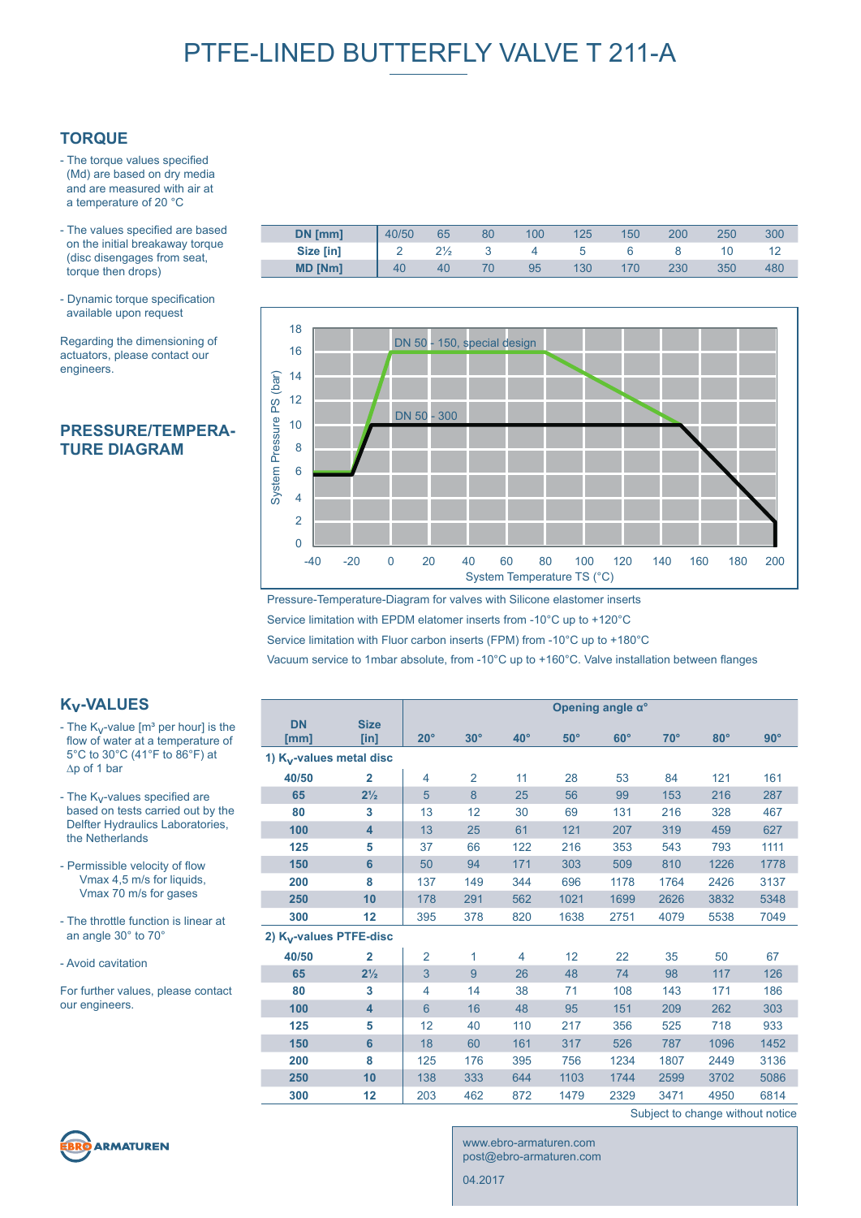# PTFE-LINED BUTTERFLY VALVE T 211-A

## TORQUE

- The torque values specified (Md) are based on dry media and are measured with air at a temperature of 20 °C
- The values specified are based on the initial breakaway torque (disc disengages from seat, torque then drops)
- Dynamic torque specification available upon request

Regarding the dimensioning of actuators, please contact our engineers.

| DN [mm] | 40/50 | 65 | 80 | 100 | 125 | 150 | 200 | 250 | 300 |
|---|---|---|---|---|---|---|---|---|---|
| Size [in] | 2 | 2½ | 3 | 4 | 5 | 6 | 8 | 10 | 12 |
| MD [Nm] | 40 | 40 | 70 | 95 | 130 | 170 | 230 | 350 | 480 |

## PRESSURE/TEMPERATURE DIAGRAM

System Pressure PS (bar)
18
16
14
12
10
8
6
4
2
0
DN 50 - 150, special design
DN 50 - 300
-40
-20
0
20
40
60
80
100
120
140
160
180
200
System Temperature TS (°C)

Pressure-Temperature-Diagram for valves with Silicone elastomer inserts

Service limitation with EPDM elatomer inserts from -10°C up to +120°C

Service limitation with Fluor carbon inserts (FPM) from -10°C up to +180°C

Vacuum service to 1mbar absolute, from -10°C up to +160°C. Valve installation between flanges

## $K_V$-VALUES

- The $K_V$-value [m³ per hour] is the flow of water at a temperature of 5°C to 30°C (41°F to 86°F) at Δp of 1 bar
- The $K_V$-values specified are based on tests carried out by the Delfter Hydraulics Laboratories, the Netherlands
- Permissible velocity of flow Vmax 4,5 m/s for liquids, Vmax 70 m/s for gases
- The throttle function is linear at an angle 30° to 70°
- Avoid cavitation

For further values, please contact our engineers.

| DN [mm] | Size [in] | Opening angle α° | | | | | | | |
|---|---|---|---|---|---|---|---|---|---|
| | | 20° | 30° | 40° | 50° | 60° | 70° | 80° | 90° |
| **1) $K_V$-values metal disc** | | | | | | | | | |
| 40/50 | 2 | 4 | 2 | 11 | 28 | 53 | 84 | 121 | 161 |
| 65 | 2½ | 5 | 8 | 25 | 56 | 99 | 153 | 216 | 287 |
| 80 | 3 | 13 | 12 | 30 | 69 | 131 | 216 | 328 | 467 |
| 100 | 4 | 13 | 25 | 61 | 121 | 207 | 319 | 459 | 627 |
| 125 | 5 | 37 | 66 | 122 | 216 | 353 | 543 | 793 | 1111 |
| 150 | 6 | 50 | 94 | 171 | 303 | 509 | 810 | 1226 | 1778 |
| 200 | 8 | 137 | 149 | 344 | 696 | 1178 | 1764 | 2426 | 3137 |
| 250 | 10 | 178 | 291 | 562 | 1021 | 1699 | 2626 | 3832 | 5348 |
| 300 | 12 | 395 | 378 | 820 | 1638 | 2751 | 4079 | 5538 | 7049 |
| **2) $K_V$-values PTFE-disc** | | | | | | | | | |
| 40/50 | 2 | 2 | 1 | 4 | 12 | 22 | 35 | 50 | 67 |
| 65 | 2½ | 3 | 9 | 26 | 48 | 74 | 98 | 117 | 126 |
| 80 | 3 | 4 | 14 | 38 | 71 | 108 | 143 | 171 | 186 |
| 100 | 4 | 6 | 16 | 48 | 95 | 151 | 209 | 262 | 303 |
| 125 | 5 | 12 | 40 | 110 | 217 | 356 | 525 | 718 | 933 |
| 150 | 6 | 18 | 60 | 161 | 317 | 526 | 787 | 1096 | 1452 |
| 200 | 8 | 125 | 176 | 395 | 756 | 1234 | 1807 | 2449 | 3136 |
| 250 | 10 | 138 | 333 | 644 | 1103 | 1744 | 2599 | 3702 | 5086 |
| 300 | 12 | 203 | 462 | 872 | 1479 | 2329 | 3471 | 4950 | 6814 |

Subject to change without notice

EBRO ARMATUREN

www.ebro-armaturen.com
post@ebro-armaturen.com

04.2017